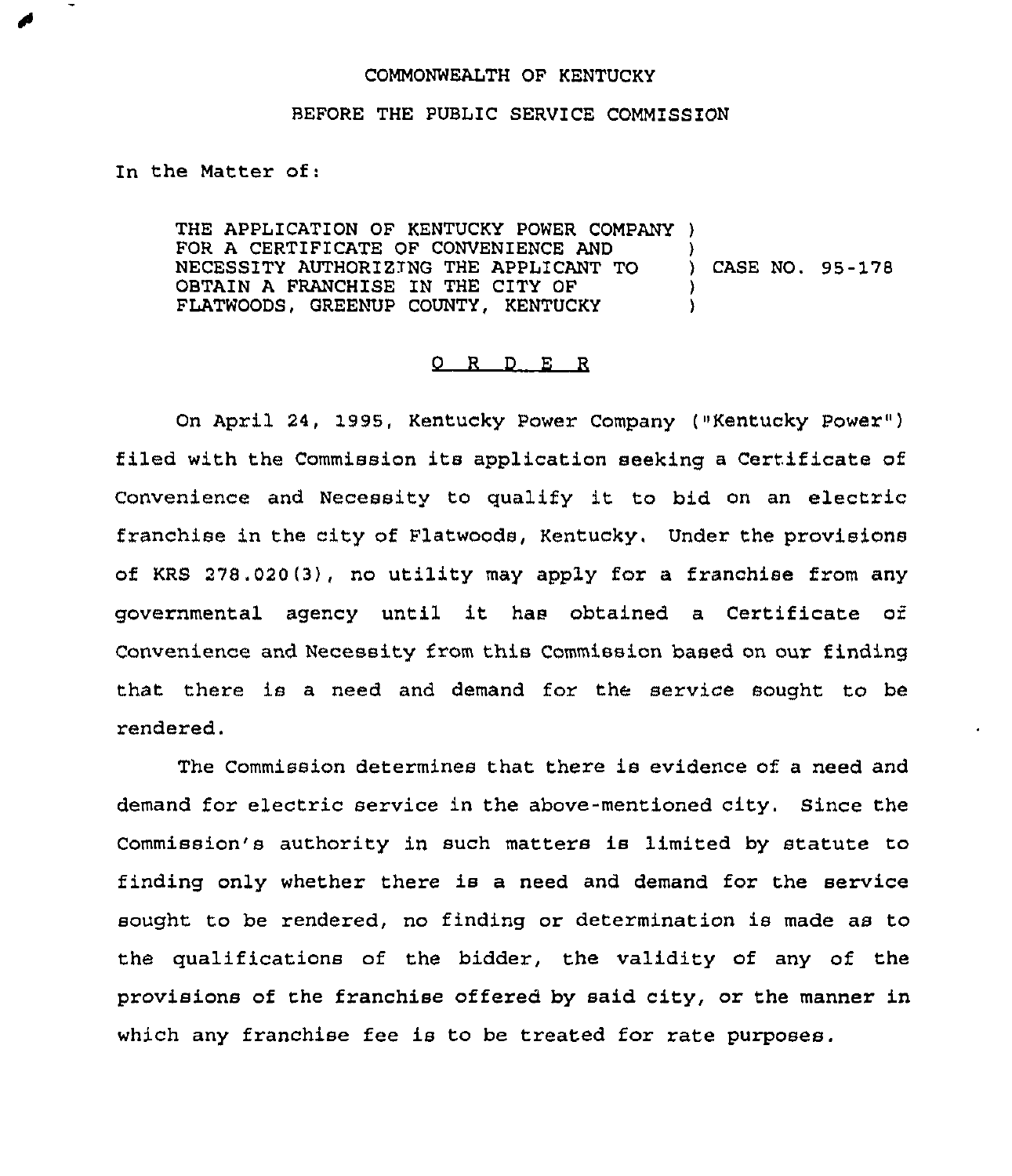COMMONWEALTH OF KENTUCKY

BEFORE THE PUBLIC SERVICE COMMISSION

In the Matter of:

| | | |
|---|---|---|
| THE APPLICATION OF KENTUCKY POWER COMPANY FOR A CERTIFICATE OF CONVENIENCE AND NECESSITY AUTHORIZING THE APPLICANT TO OBTAIN A FRANCHISE IN THE CITY OF FLATWOODS, GREENUP COUNTY, KENTUCKY | ) | CASE NO. 95-178 |

O R D E R

On April 24, 1995, Kentucky Power Company ("Kentucky Power") filed with the Commission its application seeking a Certificate of Convenience and Necessity to qualify it to bid on an electric franchise in the city of Flatwoods, Kentucky. Under the provisions of KRS 278.020(3), no utility may apply for a franchise from any governmental agency until it has obtained a Certificate of Convenience and Necessity from this Commission based on our finding that there is a need and demand for the service sought to be rendered.

The Commission determines that there is evidence of a need and demand for electric service in the above-mentioned city. Since the Commission's authority in such matters is limited by statute to finding only whether there is a need and demand for the service sought to be rendered, no finding or determination is made as to the qualifications of the bidder, the validity of any of the provisions of the franchise offered by said city, or the manner in which any franchise fee is to be treated for rate purposes.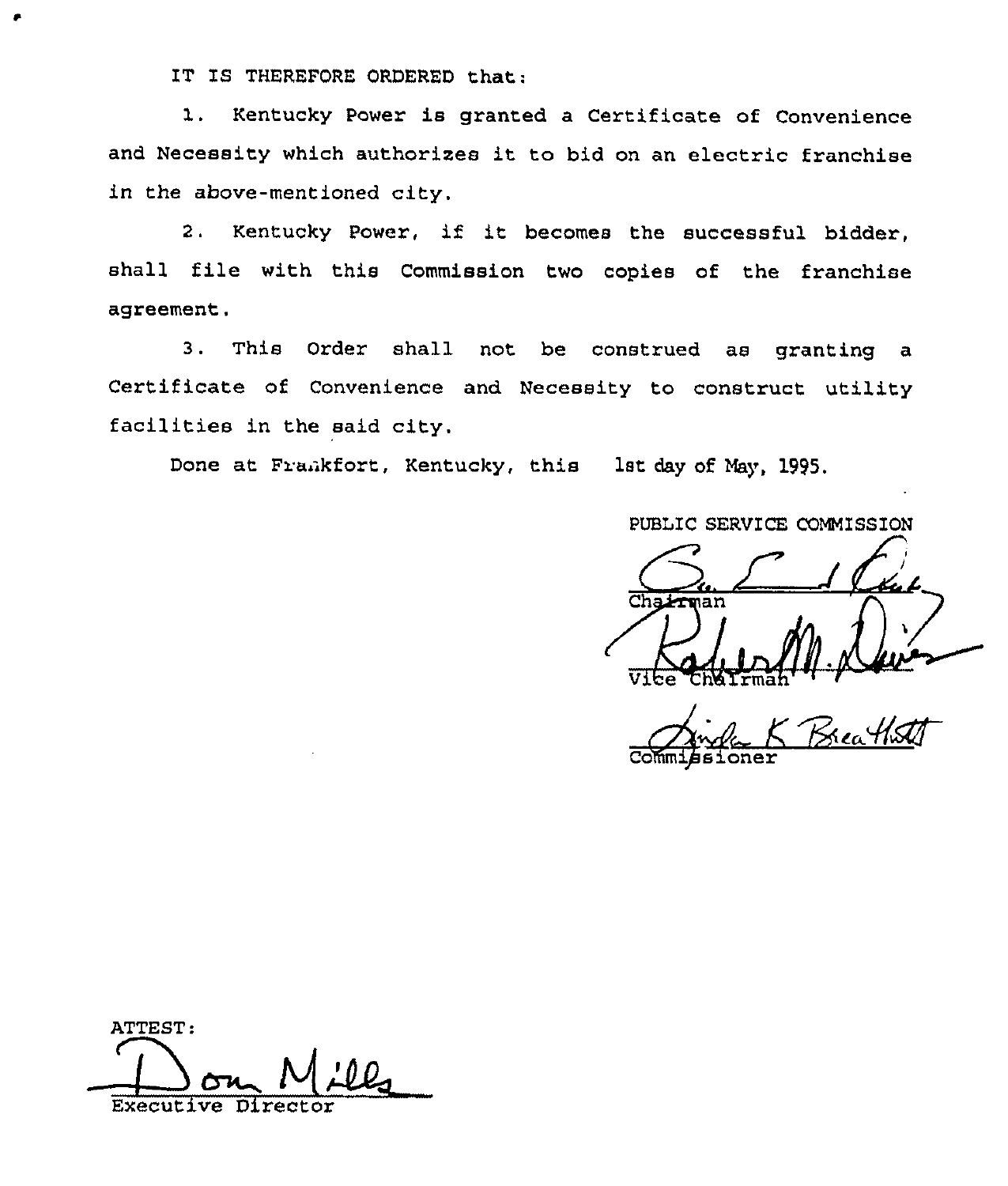IT IS THEREFORE ORDERED that:

1. Kentucky Power is granted a Certificate of Convenience and Necessity which authorizes it to bid on an electric franchise in the above-mentioned city.

2. Kentucky Power, if it becomes the successful bidder, shall file with this Commission two copies of the franchise agreement.

3. This Order shall not be construed as granting a Certificate of Convenience and Necessity to construct utility facilities in the said city.

Done at Frankfort, Kentucky, this 1st day of May, 1995.

PUBLIC SERVICE COMMISSION

Chairman

Vice Chairman

Commissioner

ATTEST:

Executive Director